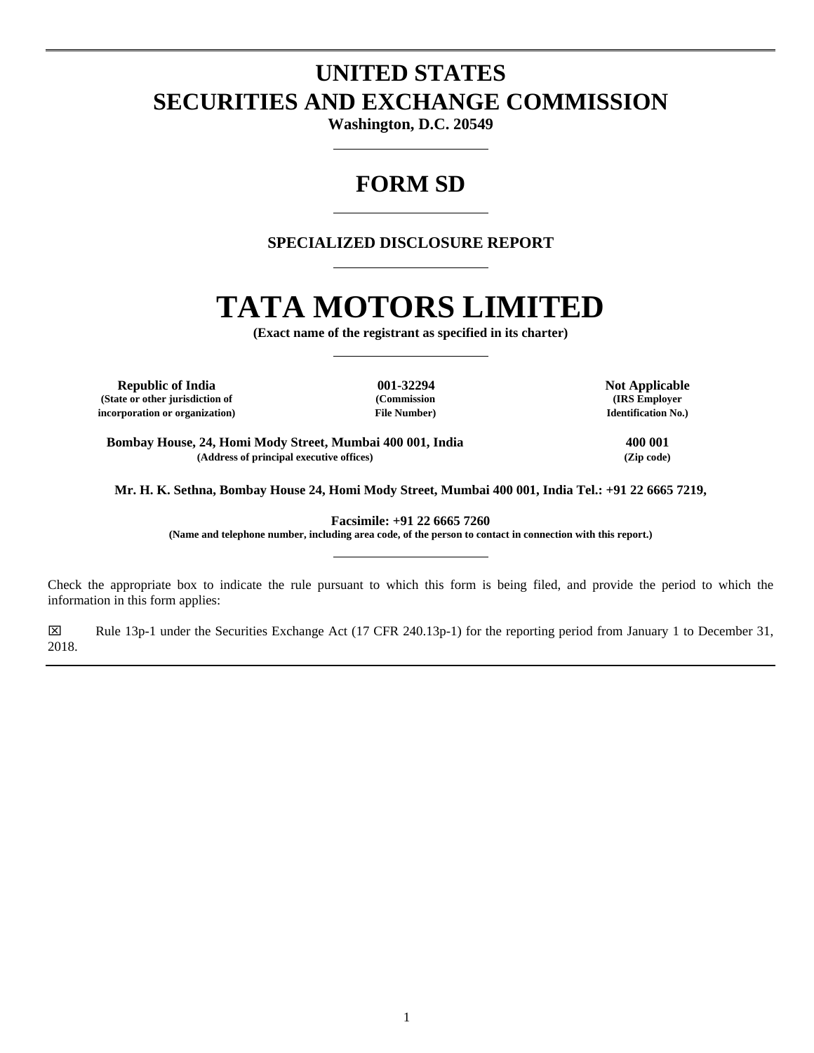# UNITED STATES
# SECURITIES AND EXCHANGE COMMISSION

**Washington, D.C. 20549**

## FORM SD

**SPECIALIZED DISCLOSURE REPORT**

# TATA MOTORS LIMITED

**(Exact name of the registrant as specified in its charter)**

| **Republic of India** | **001-32294** | **Not Applicable** |
|---|---|---|
| **(State or other jurisdiction of incorporation or organization)** | **(Commission File Number)** | **(IRS Employer Identification No.)** |

| **Bombay House, 24, Homi Mody Street, Mumbai 400 001, India** | **400 001** |
|---|---|
| **(Address of principal executive offices)** | **(Zip code)** |

**Mr. H. K. Sethna, Bombay House 24, Homi Mody Street, Mumbai 400 001, India Tel.: +91 22 6665 7219,**

**Facsimile: +91 22 6665 7260**

**(Name and telephone number, including area code, of the person to contact in connection with this report.)**

Check the appropriate box to indicate the rule pursuant to which this form is being filed, and provide the period to which the information in this form applies:

☒ Rule 13p-1 under the Securities Exchange Act (17 CFR 240.13p-1) for the reporting period from January 1 to December 31, 2018.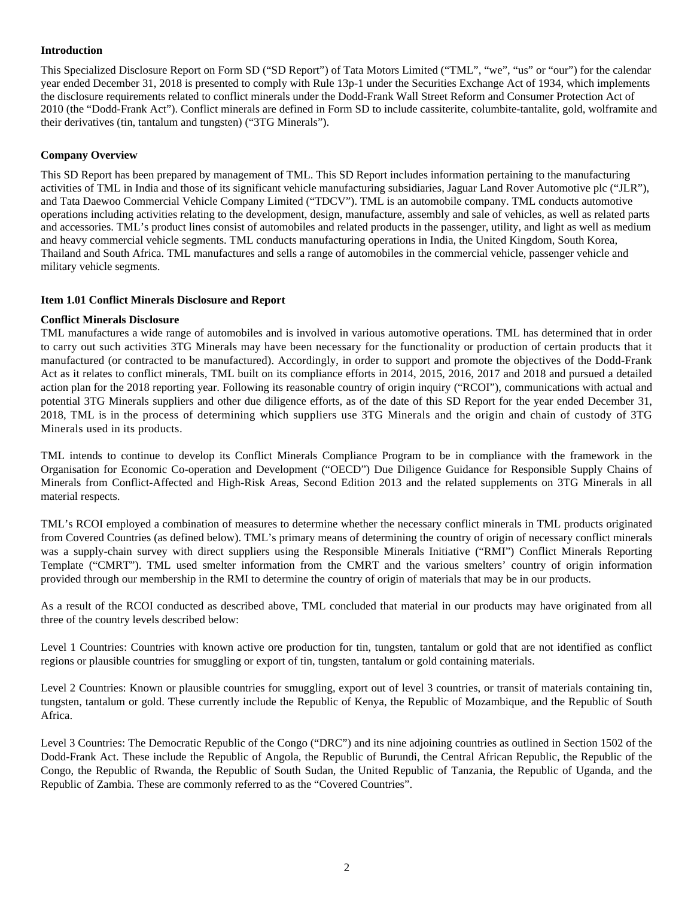**Introduction**

This Specialized Disclosure Report on Form SD ("SD Report") of Tata Motors Limited ("TML", "we", "us" or "our") for the calendar year ended December 31, 2018 is presented to comply with Rule 13p-1 under the Securities Exchange Act of 1934, which implements the disclosure requirements related to conflict minerals under the Dodd-Frank Wall Street Reform and Consumer Protection Act of 2010 (the "Dodd-Frank Act"). Conflict minerals are defined in Form SD to include cassiterite, columbite-tantalite, gold, wolframite and their derivatives (tin, tantalum and tungsten) ("3TG Minerals").

**Company Overview**

This SD Report has been prepared by management of TML. This SD Report includes information pertaining to the manufacturing activities of TML in India and those of its significant vehicle manufacturing subsidiaries, Jaguar Land Rover Automotive plc ("JLR"), and Tata Daewoo Commercial Vehicle Company Limited ("TDCV"). TML is an automobile company. TML conducts automotive operations including activities relating to the development, design, manufacture, assembly and sale of vehicles, as well as related parts and accessories. TML's product lines consist of automobiles and related products in the passenger, utility, and light as well as medium and heavy commercial vehicle segments. TML conducts manufacturing operations in India, the United Kingdom, South Korea, Thailand and South Africa. TML manufactures and sells a range of automobiles in the commercial vehicle, passenger vehicle and military vehicle segments.

**Item 1.01 Conflict Minerals Disclosure and Report**

**Conflict Minerals Disclosure**

TML manufactures a wide range of automobiles and is involved in various automotive operations. TML has determined that in order to carry out such activities 3TG Minerals may have been necessary for the functionality or production of certain products that it manufactured (or contracted to be manufactured). Accordingly, in order to support and promote the objectives of the Dodd-Frank Act as it relates to conflict minerals, TML built on its compliance efforts in 2014, 2015, 2016, 2017 and 2018 and pursued a detailed action plan for the 2018 reporting year. Following its reasonable country of origin inquiry ("RCOI"), communications with actual and potential 3TG Minerals suppliers and other due diligence efforts, as of the date of this SD Report for the year ended December 31, 2018, TML is in the process of determining which suppliers use 3TG Minerals and the origin and chain of custody of 3TG Minerals used in its products.

TML intends to continue to develop its Conflict Minerals Compliance Program to be in compliance with the framework in the Organisation for Economic Co-operation and Development ("OECD") Due Diligence Guidance for Responsible Supply Chains of Minerals from Conflict-Affected and High-Risk Areas, Second Edition 2013 and the related supplements on 3TG Minerals in all material respects.

TML's RCOI employed a combination of measures to determine whether the necessary conflict minerals in TML products originated from Covered Countries (as defined below). TML's primary means of determining the country of origin of necessary conflict minerals was a supply-chain survey with direct suppliers using the Responsible Minerals Initiative ("RMI") Conflict Minerals Reporting Template ("CMRT"). TML used smelter information from the CMRT and the various smelters' country of origin information provided through our membership in the RMI to determine the country of origin of materials that may be in our products.

As a result of the RCOI conducted as described above, TML concluded that material in our products may have originated from all three of the country levels described below:

Level 1 Countries: Countries with known active ore production for tin, tungsten, tantalum or gold that are not identified as conflict regions or plausible countries for smuggling or export of tin, tungsten, tantalum or gold containing materials.

Level 2 Countries: Known or plausible countries for smuggling, export out of level 3 countries, or transit of materials containing tin, tungsten, tantalum or gold. These currently include the Republic of Kenya, the Republic of Mozambique, and the Republic of South Africa.

Level 3 Countries: The Democratic Republic of the Congo ("DRC") and its nine adjoining countries as outlined in Section 1502 of the Dodd-Frank Act. These include the Republic of Angola, the Republic of Burundi, the Central African Republic, the Republic of the Congo, the Republic of Rwanda, the Republic of South Sudan, the United Republic of Tanzania, the Republic of Uganda, and the Republic of Zambia. These are commonly referred to as the "Covered Countries".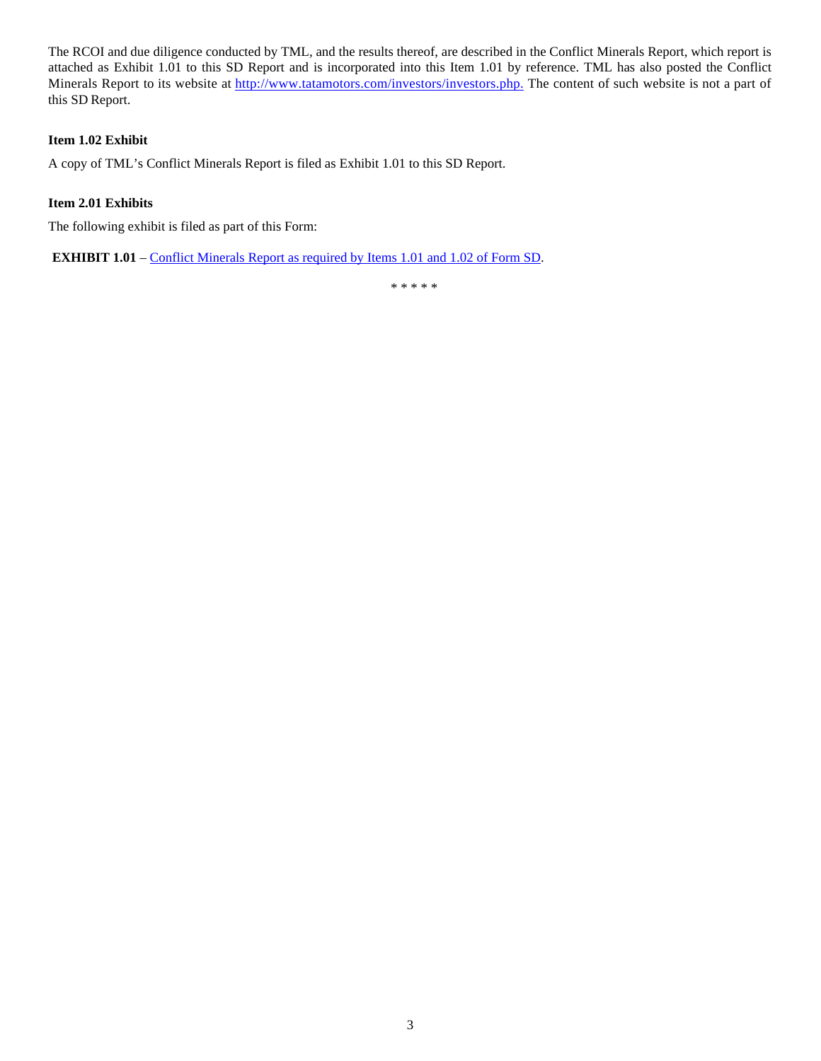The RCOI and due diligence conducted by TML, and the results thereof, are described in the Conflict Minerals Report, which report is attached as Exhibit 1.01 to this SD Report and is incorporated into this Item 1.01 by reference. TML has also posted the Conflict Minerals Report to its website at http://www.tatamotors.com/investors/investors.php. The content of such website is not a part of this SD Report.

**Item 1.02 Exhibit**

A copy of TML's Conflict Minerals Report is filed as Exhibit 1.01 to this SD Report.

**Item 2.01 Exhibits**

The following exhibit is filed as part of this Form:

**EXHIBIT 1.01** – Conflict Minerals Report as required by Items 1.01 and 1.02 of Form SD.

* * * * *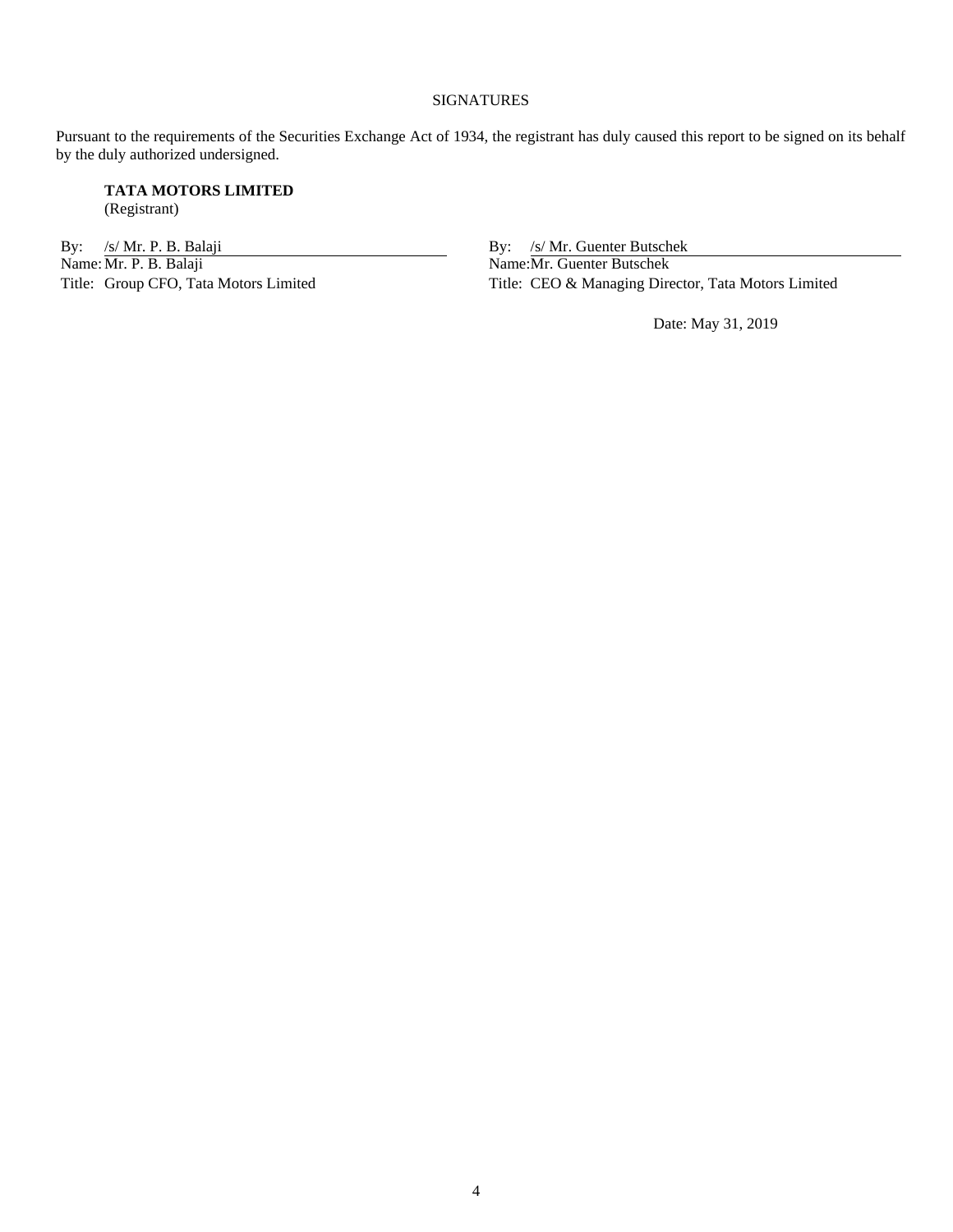SIGNATURES

Pursuant to the requirements of the Securities Exchange Act of 1934, the registrant has duly caused this report to be signed on its behalf by the duly authorized undersigned.

**TATA MOTORS LIMITED**
(Registrant)

By: /s/ Mr. P. B. Balaji
Name: Mr. P. B. Balaji
Title: Group CFO, Tata Motors Limited

By: /s/ Mr. Guenter Butschek
Name: Mr. Guenter Butschek
Title: CEO & Managing Director, Tata Motors Limited

Date: May 31, 2019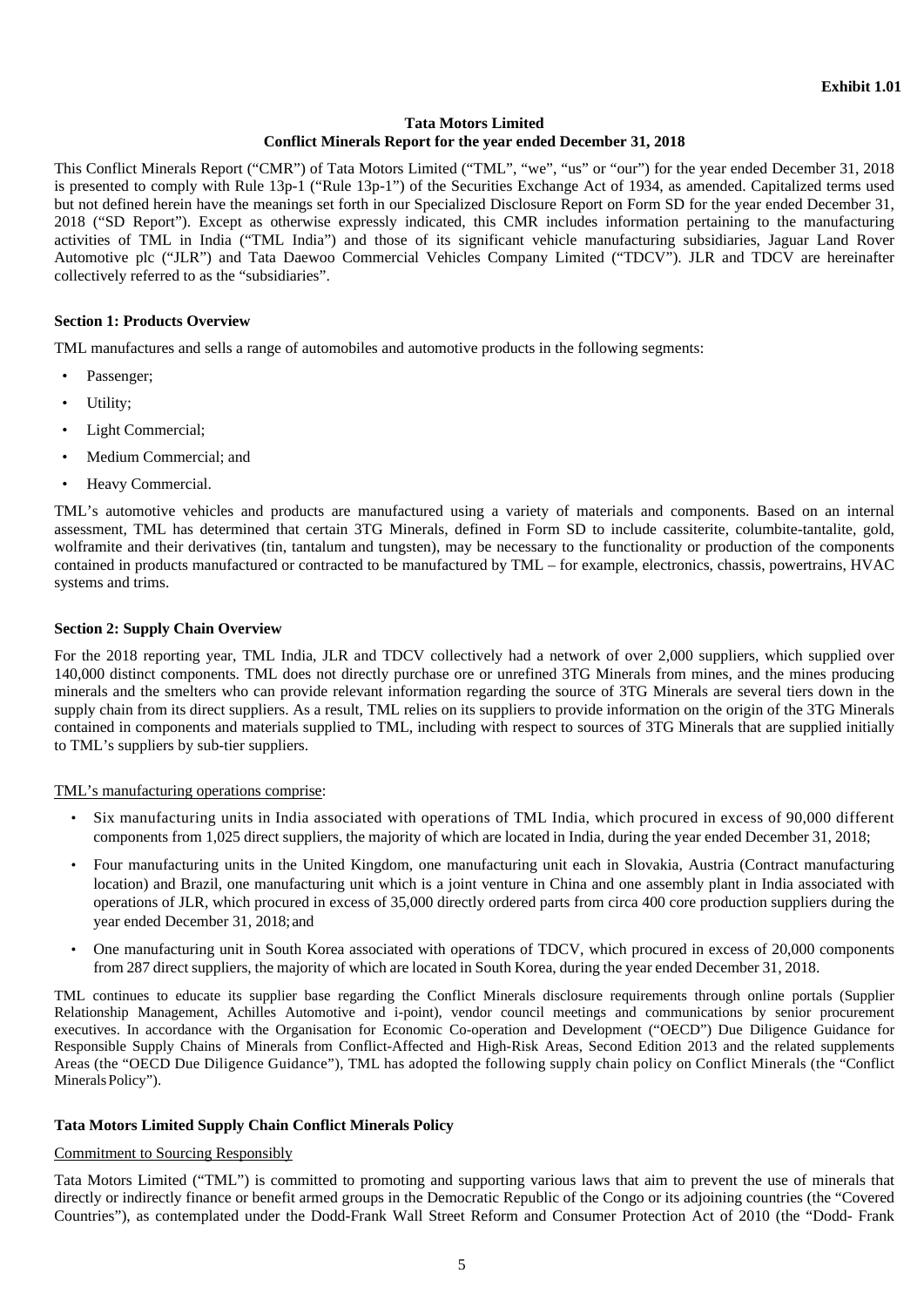**Exhibit 1.01**

# Tata Motors Limited
## Conflict Minerals Report for the year ended December 31, 2018

This Conflict Minerals Report ("CMR") of Tata Motors Limited ("TML", "we", "us" or "our") for the year ended December 31, 2018 is presented to comply with Rule 13p-1 ("Rule 13p-1") of the Securities Exchange Act of 1934, as amended. Capitalized terms used but not defined herein have the meanings set forth in our Specialized Disclosure Report on Form SD for the year ended December 31, 2018 ("SD Report"). Except as otherwise expressly indicated, this CMR includes information pertaining to the manufacturing activities of TML in India ("TML India") and those of its significant vehicle manufacturing subsidiaries, Jaguar Land Rover Automotive plc ("JLR") and Tata Daewoo Commercial Vehicles Company Limited ("TDCV"). JLR and TDCV are hereinafter collectively referred to as the "subsidiaries".

### Section 1: Products Overview

TML manufactures and sells a range of automobiles and automotive products in the following segments:

- Passenger;
- Utility;
- Light Commercial;
- Medium Commercial; and
- Heavy Commercial.

TML's automotive vehicles and products are manufactured using a variety of materials and components. Based on an internal assessment, TML has determined that certain 3TG Minerals, defined in Form SD to include cassiterite, columbite-tantalite, gold, wolframite and their derivatives (tin, tantalum and tungsten), may be necessary to the functionality or production of the components contained in products manufactured or contracted to be manufactured by TML – for example, electronics, chassis, powertrains, HVAC systems and trims.

### Section 2: Supply Chain Overview

For the 2018 reporting year, TML India, JLR and TDCV collectively had a network of over 2,000 suppliers, which supplied over 140,000 distinct components. TML does not directly purchase ore or unrefined 3TG Minerals from mines, and the mines producing minerals and the smelters who can provide relevant information regarding the source of 3TG Minerals are several tiers down in the supply chain from its direct suppliers. As a result, TML relies on its suppliers to provide information on the origin of the 3TG Minerals contained in components and materials supplied to TML, including with respect to sources of 3TG Minerals that are supplied initially to TML's suppliers by sub-tier suppliers.

TML's manufacturing operations comprise:

- Six manufacturing units in India associated with operations of TML India, which procured in excess of 90,000 different components from 1,025 direct suppliers, the majority of which are located in India, during the year ended December 31, 2018;
- Four manufacturing units in the United Kingdom, one manufacturing unit each in Slovakia, Austria (Contract manufacturing location) and Brazil, one manufacturing unit which is a joint venture in China and one assembly plant in India associated with operations of JLR, which procured in excess of 35,000 directly ordered parts from circa 400 core production suppliers during the year ended December 31, 2018; and
- One manufacturing unit in South Korea associated with operations of TDCV, which procured in excess of 20,000 components from 287 direct suppliers, the majority of which are located in South Korea, during the year ended December 31, 2018.

TML continues to educate its supplier base regarding the Conflict Minerals disclosure requirements through online portals (Supplier Relationship Management, Achilles Automotive and i-point), vendor council meetings and communications by senior procurement executives. In accordance with the Organisation for Economic Co-operation and Development ("OECD") Due Diligence Guidance for Responsible Supply Chains of Minerals from Conflict-Affected and High-Risk Areas, Second Edition 2013 and the related supplements Areas (the "OECD Due Diligence Guidance"), TML has adopted the following supply chain policy on Conflict Minerals (the "Conflict Minerals Policy").

### Tata Motors Limited Supply Chain Conflict Minerals Policy

Commitment to Sourcing Responsibly

Tata Motors Limited ("TML") is committed to promoting and supporting various laws that aim to prevent the use of minerals that directly or indirectly finance or benefit armed groups in the Democratic Republic of the Congo or its adjoining countries (the "Covered Countries"), as contemplated under the Dodd-Frank Wall Street Reform and Consumer Protection Act of 2010 (the "Dodd- Frank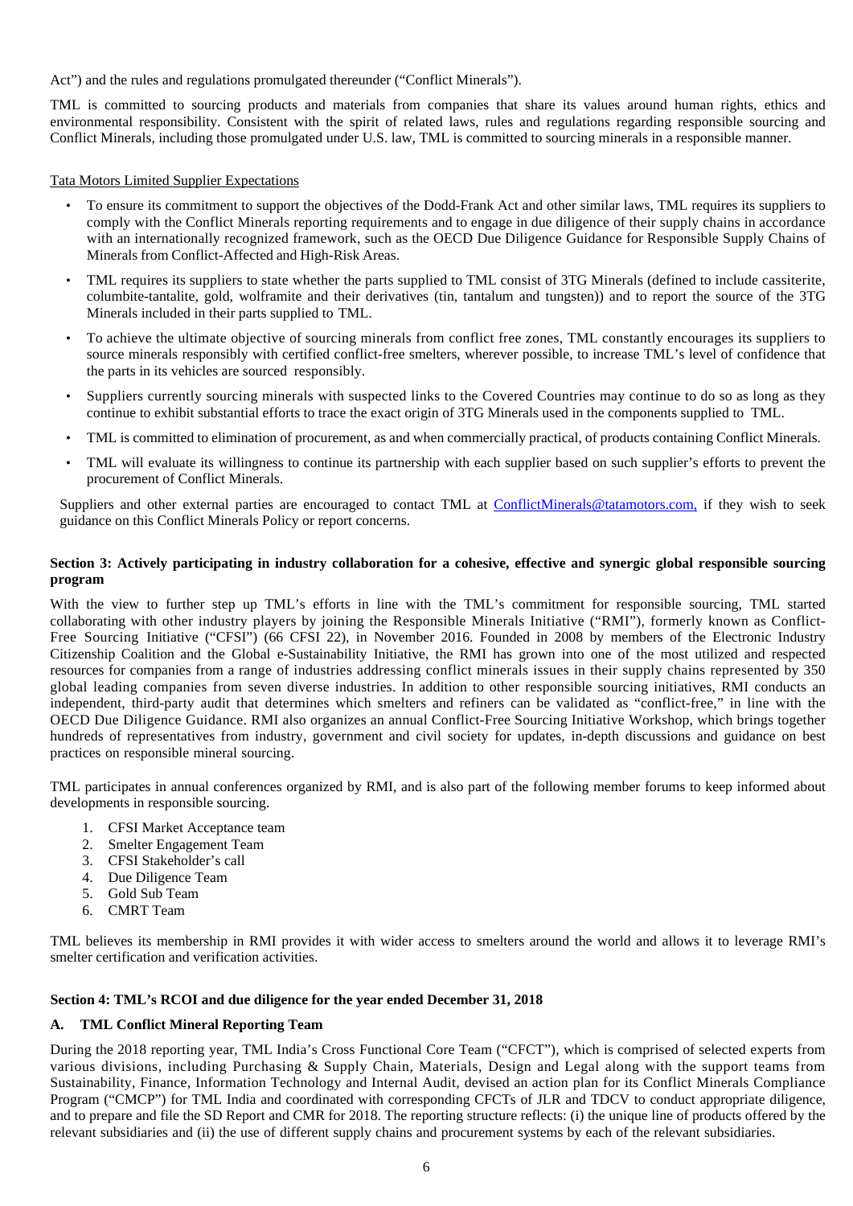Act") and the rules and regulations promulgated thereunder ("Conflict Minerals").

TML is committed to sourcing products and materials from companies that share its values around human rights, ethics and environmental responsibility. Consistent with the spirit of related laws, rules and regulations regarding responsible sourcing and Conflict Minerals, including those promulgated under U.S. law, TML is committed to sourcing minerals in a responsible manner.

Tata Motors Limited Supplier Expectations

- To ensure its commitment to support the objectives of the Dodd-Frank Act and other similar laws, TML requires its suppliers to comply with the Conflict Minerals reporting requirements and to engage in due diligence of their supply chains in accordance with an internationally recognized framework, such as the OECD Due Diligence Guidance for Responsible Supply Chains of Minerals from Conflict-Affected and High-Risk Areas.
- TML requires its suppliers to state whether the parts supplied to TML consist of 3TG Minerals (defined to include cassiterite, columbite-tantalite, gold, wolframite and their derivatives (tin, tantalum and tungsten)) and to report the source of the 3TG Minerals included in their parts supplied to TML.
- To achieve the ultimate objective of sourcing minerals from conflict free zones, TML constantly encourages its suppliers to source minerals responsibly with certified conflict-free smelters, wherever possible, to increase TML's level of confidence that the parts in its vehicles are sourced responsibly.
- Suppliers currently sourcing minerals with suspected links to the Covered Countries may continue to do so as long as they continue to exhibit substantial efforts to trace the exact origin of 3TG Minerals used in the components supplied to TML.
- TML is committed to elimination of procurement, as and when commercially practical, of products containing Conflict Minerals.
- TML will evaluate its willingness to continue its partnership with each supplier based on such supplier's efforts to prevent the procurement of Conflict Minerals.

Suppliers and other external parties are encouraged to contact TML at ConflictMinerals@tatamotors.com, if they wish to seek guidance on this Conflict Minerals Policy or report concerns.

**Section 3: Actively participating in industry collaboration for a cohesive, effective and synergic global responsible sourcing program**

With the view to further step up TML's efforts in line with the TML's commitment for responsible sourcing, TML started collaborating with other industry players by joining the Responsible Minerals Initiative ("RMI"), formerly known as Conflict-Free Sourcing Initiative ("CFSI") (66 CFSI 22), in November 2016. Founded in 2008 by members of the Electronic Industry Citizenship Coalition and the Global e-Sustainability Initiative, the RMI has grown into one of the most utilized and respected resources for companies from a range of industries addressing conflict minerals issues in their supply chains represented by 350 global leading companies from seven diverse industries. In addition to other responsible sourcing initiatives, RMI conducts an independent, third-party audit that determines which smelters and refiners can be validated as "conflict-free," in line with the OECD Due Diligence Guidance. RMI also organizes an annual Conflict-Free Sourcing Initiative Workshop, which brings together hundreds of representatives from industry, government and civil society for updates, in-depth discussions and guidance on best practices on responsible mineral sourcing.

TML participates in annual conferences organized by RMI, and is also part of the following member forums to keep informed about developments in responsible sourcing.

1. CFSI Market Acceptance team
2. Smelter Engagement Team
3. CFSI Stakeholder's call
4. Due Diligence Team
5. Gold Sub Team
6. CMRT Team

TML believes its membership in RMI provides it with wider access to smelters around the world and allows it to leverage RMI's smelter certification and verification activities.

**Section 4: TML's RCOI and due diligence for the year ended December 31, 2018**

**A. TML Conflict Mineral Reporting Team**

During the 2018 reporting year, TML India's Cross Functional Core Team ("CFCT"), which is comprised of selected experts from various divisions, including Purchasing & Supply Chain, Materials, Design and Legal along with the support teams from Sustainability, Finance, Information Technology and Internal Audit, devised an action plan for its Conflict Minerals Compliance Program ("CMCP") for TML India and coordinated with corresponding CFCTs of JLR and TDCV to conduct appropriate diligence, and to prepare and file the SD Report and CMR for 2018. The reporting structure reflects: (i) the unique line of products offered by the relevant subsidiaries and (ii) the use of different supply chains and procurement systems by each of the relevant subsidiaries.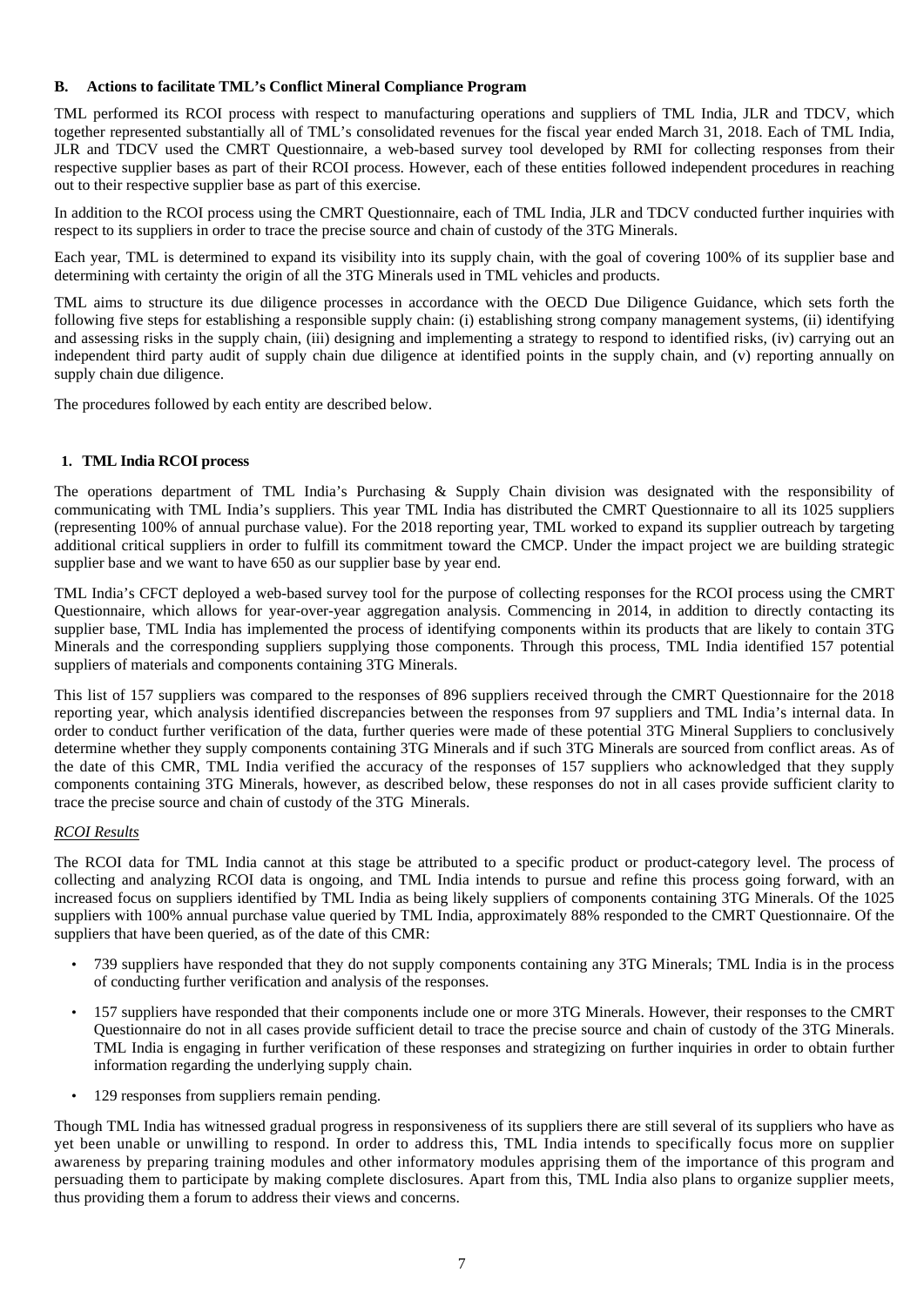### B. Actions to facilitate TML's Conflict Mineral Compliance Program

TML performed its RCOI process with respect to manufacturing operations and suppliers of TML India, JLR and TDCV, which together represented substantially all of TML's consolidated revenues for the fiscal year ended March 31, 2018. Each of TML India, JLR and TDCV used the CMRT Questionnaire, a web-based survey tool developed by RMI for collecting responses from their respective supplier bases as part of their RCOI process. However, each of these entities followed independent procedures in reaching out to their respective supplier base as part of this exercise.

In addition to the RCOI process using the CMRT Questionnaire, each of TML India, JLR and TDCV conducted further inquiries with respect to its suppliers in order to trace the precise source and chain of custody of the 3TG Minerals.

Each year, TML is determined to expand its visibility into its supply chain, with the goal of covering 100% of its supplier base and determining with certainty the origin of all the 3TG Minerals used in TML vehicles and products.

TML aims to structure its due diligence processes in accordance with the OECD Due Diligence Guidance, which sets forth the following five steps for establishing a responsible supply chain: (i) establishing strong company management systems, (ii) identifying and assessing risks in the supply chain, (iii) designing and implementing a strategy to respond to identified risks, (iv) carrying out an independent third party audit of supply chain due diligence at identified points in the supply chain, and (v) reporting annually on supply chain due diligence.

The procedures followed by each entity are described below.

#### 1. TML India RCOI process

The operations department of TML India's Purchasing & Supply Chain division was designated with the responsibility of communicating with TML India's suppliers. This year TML India has distributed the CMRT Questionnaire to all its 1025 suppliers (representing 100% of annual purchase value). For the 2018 reporting year, TML worked to expand its supplier outreach by targeting additional critical suppliers in order to fulfill its commitment toward the CMCP. Under the impact project we are building strategic supplier base and we want to have 650 as our supplier base by year end.

TML India's CFCT deployed a web-based survey tool for the purpose of collecting responses for the RCOI process using the CMRT Questionnaire, which allows for year-over-year aggregation analysis. Commencing in 2014, in addition to directly contacting its supplier base, TML India has implemented the process of identifying components within its products that are likely to contain 3TG Minerals and the corresponding suppliers supplying those components. Through this process, TML India identified 157 potential suppliers of materials and components containing 3TG Minerals.

This list of 157 suppliers was compared to the responses of 896 suppliers received through the CMRT Questionnaire for the 2018 reporting year, which analysis identified discrepancies between the responses from 97 suppliers and TML India's internal data. In order to conduct further verification of the data, further queries were made of these potential 3TG Mineral Suppliers to conclusively determine whether they supply components containing 3TG Minerals and if such 3TG Minerals are sourced from conflict areas. As of the date of this CMR, TML India verified the accuracy of the responses of 157 suppliers who acknowledged that they supply components containing 3TG Minerals, however, as described below, these responses do not in all cases provide sufficient clarity to trace the precise source and chain of custody of the 3TG Minerals.

*RCOI Results*

The RCOI data for TML India cannot at this stage be attributed to a specific product or product-category level. The process of collecting and analyzing RCOI data is ongoing, and TML India intends to pursue and refine this process going forward, with an increased focus on suppliers identified by TML India as being likely suppliers of components containing 3TG Minerals. Of the 1025 suppliers with 100% annual purchase value queried by TML India, approximately 88% responded to the CMRT Questionnaire. Of the suppliers that have been queried, as of the date of this CMR:

- 739 suppliers have responded that they do not supply components containing any 3TG Minerals; TML India is in the process of conducting further verification and analysis of the responses.
- 157 suppliers have responded that their components include one or more 3TG Minerals. However, their responses to the CMRT Questionnaire do not in all cases provide sufficient detail to trace the precise source and chain of custody of the 3TG Minerals. TML India is engaging in further verification of these responses and strategizing on further inquiries in order to obtain further information regarding the underlying supply chain.
- 129 responses from suppliers remain pending.

Though TML India has witnessed gradual progress in responsiveness of its suppliers there are still several of its suppliers who have as yet been unable or unwilling to respond. In order to address this, TML India intends to specifically focus more on supplier awareness by preparing training modules and other informatory modules apprising them of the importance of this program and persuading them to participate by making complete disclosures. Apart from this, TML India also plans to organize supplier meets, thus providing them a forum to address their views and concerns.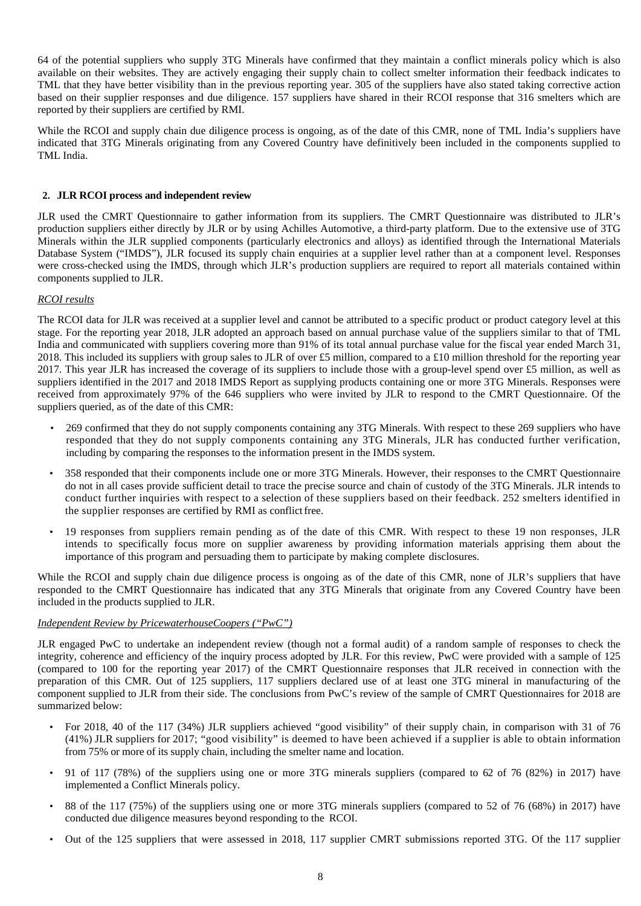64 of the potential suppliers who supply 3TG Minerals have confirmed that they maintain a conflict minerals policy which is also available on their websites. They are actively engaging their supply chain to collect smelter information their feedback indicates to TML that they have better visibility than in the previous reporting year. 305 of the suppliers have also stated taking corrective action based on their supplier responses and due diligence. 157 suppliers have shared in their RCOI response that 316 smelters which are reported by their suppliers are certified by RMI.

While the RCOI and supply chain due diligence process is ongoing, as of the date of this CMR, none of TML India's suppliers have indicated that 3TG Minerals originating from any Covered Country have definitively been included in the components supplied to TML India.

### 2. JLR RCOI process and independent review

JLR used the CMRT Questionnaire to gather information from its suppliers. The CMRT Questionnaire was distributed to JLR's production suppliers either directly by JLR or by using Achilles Automotive, a third-party platform. Due to the extensive use of 3TG Minerals within the JLR supplied components (particularly electronics and alloys) as identified through the International Materials Database System ("IMDS"), JLR focused its supply chain enquiries at a supplier level rather than at a component level. Responses were cross-checked using the IMDS, through which JLR's production suppliers are required to report all materials contained within components supplied to JLR.

*RCOI results*

The RCOI data for JLR was received at a supplier level and cannot be attributed to a specific product or product category level at this stage. For the reporting year 2018, JLR adopted an approach based on annual purchase value of the suppliers similar to that of TML India and communicated with suppliers covering more than 91% of its total annual purchase value for the fiscal year ended March 31, 2018. This included its suppliers with group sales to JLR of over £5 million, compared to a £10 million threshold for the reporting year 2017. This year JLR has increased the coverage of its suppliers to include those with a group-level spend over £5 million, as well as suppliers identified in the 2017 and 2018 IMDS Report as supplying products containing one or more 3TG Minerals. Responses were received from approximately 97% of the 646 suppliers who were invited by JLR to respond to the CMRT Questionnaire. Of the suppliers queried, as of the date of this CMR:

- 269 confirmed that they do not supply components containing any 3TG Minerals. With respect to these 269 suppliers who have responded that they do not supply components containing any 3TG Minerals, JLR has conducted further verification, including by comparing the responses to the information present in the IMDS system.
- 358 responded that their components include one or more 3TG Minerals. However, their responses to the CMRT Questionnaire do not in all cases provide sufficient detail to trace the precise source and chain of custody of the 3TG Minerals. JLR intends to conduct further inquiries with respect to a selection of these suppliers based on their feedback. 252 smelters identified in the supplier responses are certified by RMI as conflict free.
- 19 responses from suppliers remain pending as of the date of this CMR. With respect to these 19 non responses, JLR intends to specifically focus more on supplier awareness by providing information materials apprising them about the importance of this program and persuading them to participate by making complete disclosures.

While the RCOI and supply chain due diligence process is ongoing as of the date of this CMR, none of JLR's suppliers that have responded to the CMRT Questionnaire has indicated that any 3TG Minerals that originate from any Covered Country have been included in the products supplied to JLR.

*Independent Review by PricewaterhouseCoopers ("PwC")*

JLR engaged PwC to undertake an independent review (though not a formal audit) of a random sample of responses to check the integrity, coherence and efficiency of the inquiry process adopted by JLR. For this review, PwC were provided with a sample of 125 (compared to 100 for the reporting year 2017) of the CMRT Questionnaire responses that JLR received in connection with the preparation of this CMR. Out of 125 suppliers, 117 suppliers declared use of at least one 3TG mineral in manufacturing of the component supplied to JLR from their side. The conclusions from PwC's review of the sample of CMRT Questionnaires for 2018 are summarized below:

- For 2018, 40 of the 117 (34%) JLR suppliers achieved "good visibility" of their supply chain, in comparison with 31 of 76 (41%) JLR suppliers for 2017; "good visibility" is deemed to have been achieved if a supplier is able to obtain information from 75% or more of its supply chain, including the smelter name and location.
- 91 of 117 (78%) of the suppliers using one or more 3TG minerals suppliers (compared to 62 of 76 (82%) in 2017) have implemented a Conflict Minerals policy.
- 88 of the 117 (75%) of the suppliers using one or more 3TG minerals suppliers (compared to 52 of 76 (68%) in 2017) have conducted due diligence measures beyond responding to the RCOI.
- Out of the 125 suppliers that were assessed in 2018, 117 supplier CMRT submissions reported 3TG. Of the 117 supplier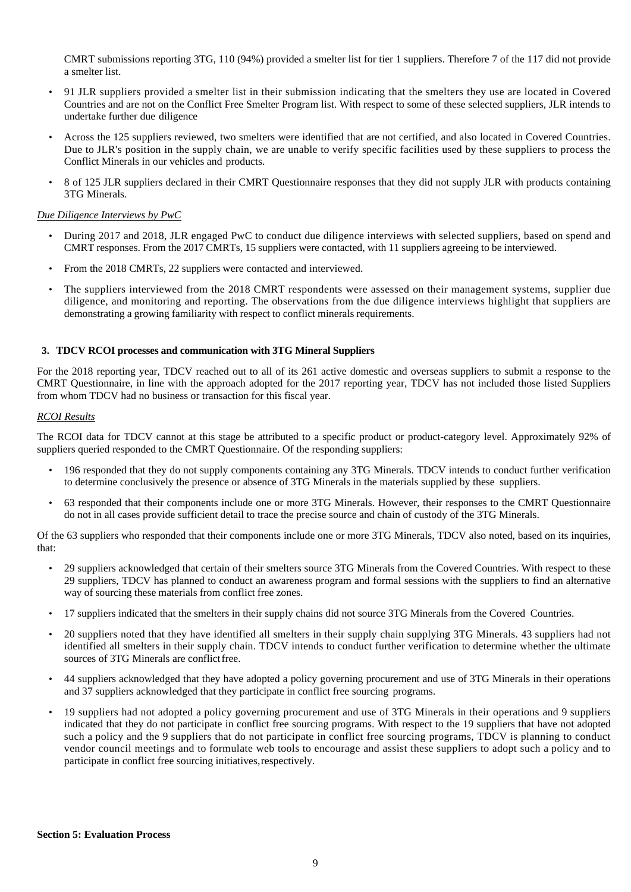CMRT submissions reporting 3TG, 110 (94%) provided a smelter list for tier 1 suppliers. Therefore 7 of the 117 did not provide a smelter list.

- 91 JLR suppliers provided a smelter list in their submission indicating that the smelters they use are located in Covered Countries and are not on the Conflict Free Smelter Program list. With respect to some of these selected suppliers, JLR intends to undertake further due diligence
- Across the 125 suppliers reviewed, two smelters were identified that are not certified, and also located in Covered Countries. Due to JLR's position in the supply chain, we are unable to verify specific facilities used by these suppliers to process the Conflict Minerals in our vehicles and products.
- 8 of 125 JLR suppliers declared in their CMRT Questionnaire responses that they did not supply JLR with products containing 3TG Minerals.

*Due Diligence Interviews by PwC*

- During 2017 and 2018, JLR engaged PwC to conduct due diligence interviews with selected suppliers, based on spend and CMRT responses. From the 2017 CMRTs, 15 suppliers were contacted, with 11 suppliers agreeing to be interviewed.
- From the 2018 CMRTs, 22 suppliers were contacted and interviewed.
- The suppliers interviewed from the 2018 CMRT respondents were assessed on their management systems, supplier due diligence, and monitoring and reporting. The observations from the due diligence interviews highlight that suppliers are demonstrating a growing familiarity with respect to conflict minerals requirements.

**3. TDCV RCOI processes and communication with 3TG Mineral Suppliers**

For the 2018 reporting year, TDCV reached out to all of its 261 active domestic and overseas suppliers to submit a response to the CMRT Questionnaire, in line with the approach adopted for the 2017 reporting year, TDCV has not included those listed Suppliers from whom TDCV had no business or transaction for this fiscal year.

*RCOI Results*

The RCOI data for TDCV cannot at this stage be attributed to a specific product or product-category level. Approximately 92% of suppliers queried responded to the CMRT Questionnaire. Of the responding suppliers:

- 196 responded that they do not supply components containing any 3TG Minerals. TDCV intends to conduct further verification to determine conclusively the presence or absence of 3TG Minerals in the materials supplied by these suppliers.
- 63 responded that their components include one or more 3TG Minerals. However, their responses to the CMRT Questionnaire do not in all cases provide sufficient detail to trace the precise source and chain of custody of the 3TG Minerals.

Of the 63 suppliers who responded that their components include one or more 3TG Minerals, TDCV also noted, based on its inquiries, that:

- 29 suppliers acknowledged that certain of their smelters source 3TG Minerals from the Covered Countries. With respect to these 29 suppliers, TDCV has planned to conduct an awareness program and formal sessions with the suppliers to find an alternative way of sourcing these materials from conflict free zones.
- 17 suppliers indicated that the smelters in their supply chains did not source 3TG Minerals from the Covered Countries.
- 20 suppliers noted that they have identified all smelters in their supply chain supplying 3TG Minerals. 43 suppliers had not identified all smelters in their supply chain. TDCV intends to conduct further verification to determine whether the ultimate sources of 3TG Minerals are conflict free.
- 44 suppliers acknowledged that they have adopted a policy governing procurement and use of 3TG Minerals in their operations and 37 suppliers acknowledged that they participate in conflict free sourcing programs.
- 19 suppliers had not adopted a policy governing procurement and use of 3TG Minerals in their operations and 9 suppliers indicated that they do not participate in conflict free sourcing programs. With respect to the 19 suppliers that have not adopted such a policy and the 9 suppliers that do not participate in conflict free sourcing programs, TDCV is planning to conduct vendor council meetings and to formulate web tools to encourage and assist these suppliers to adopt such a policy and to participate in conflict free sourcing initiatives, respectively.

**Section 5: Evaluation Process**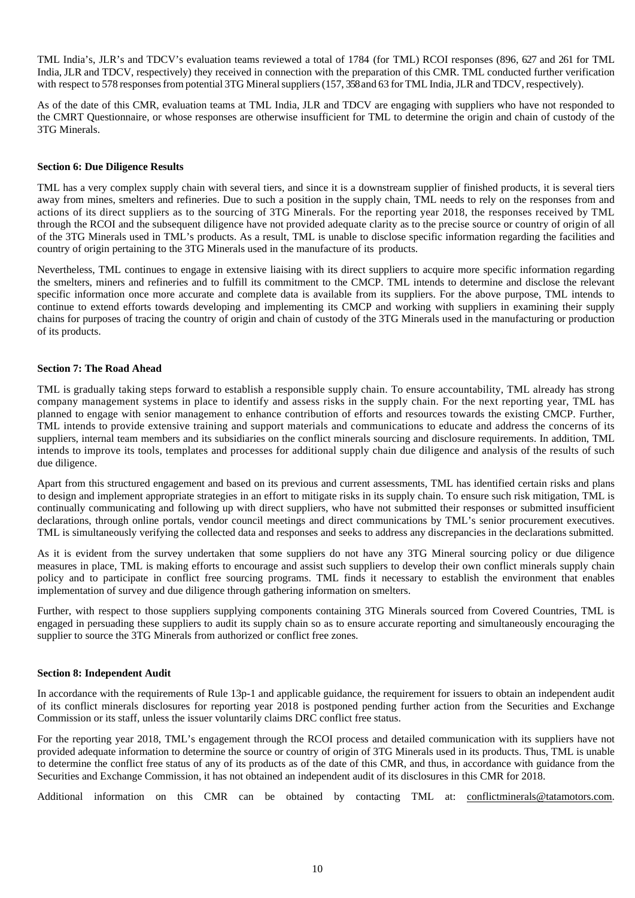TML India's, JLR's and TDCV's evaluation teams reviewed a total of 1784 (for TML) RCOI responses (896, 627 and 261 for TML India, JLR and TDCV, respectively) they received in connection with the preparation of this CMR. TML conducted further verification with respect to 578 responses from potential 3TG Mineral suppliers (157, 358 and 63 for TML India, JLR and TDCV, respectively).

As of the date of this CMR, evaluation teams at TML India, JLR and TDCV are engaging with suppliers who have not responded to the CMRT Questionnaire, or whose responses are otherwise insufficient for TML to determine the origin and chain of custody of the 3TG Minerals.

**Section 6: Due Diligence Results**

TML has a very complex supply chain with several tiers, and since it is a downstream supplier of finished products, it is several tiers away from mines, smelters and refineries. Due to such a position in the supply chain, TML needs to rely on the responses from and actions of its direct suppliers as to the sourcing of 3TG Minerals. For the reporting year 2018, the responses received by TML through the RCOI and the subsequent diligence have not provided adequate clarity as to the precise source or country of origin of all of the 3TG Minerals used in TML's products. As a result, TML is unable to disclose specific information regarding the facilities and country of origin pertaining to the 3TG Minerals used in the manufacture of its products.

Nevertheless, TML continues to engage in extensive liaising with its direct suppliers to acquire more specific information regarding the smelters, miners and refineries and to fulfill its commitment to the CMCP. TML intends to determine and disclose the relevant specific information once more accurate and complete data is available from its suppliers. For the above purpose, TML intends to continue to extend efforts towards developing and implementing its CMCP and working with suppliers in examining their supply chains for purposes of tracing the country of origin and chain of custody of the 3TG Minerals used in the manufacturing or production of its products.

**Section 7: The Road Ahead**

TML is gradually taking steps forward to establish a responsible supply chain. To ensure accountability, TML already has strong company management systems in place to identify and assess risks in the supply chain. For the next reporting year, TML has planned to engage with senior management to enhance contribution of efforts and resources towards the existing CMCP. Further, TML intends to provide extensive training and support materials and communications to educate and address the concerns of its suppliers, internal team members and its subsidiaries on the conflict minerals sourcing and disclosure requirements. In addition, TML intends to improve its tools, templates and processes for additional supply chain due diligence and analysis of the results of such due diligence.

Apart from this structured engagement and based on its previous and current assessments, TML has identified certain risks and plans to design and implement appropriate strategies in an effort to mitigate risks in its supply chain. To ensure such risk mitigation, TML is continually communicating and following up with direct suppliers, who have not submitted their responses or submitted insufficient declarations, through online portals, vendor council meetings and direct communications by TML's senior procurement executives. TML is simultaneously verifying the collected data and responses and seeks to address any discrepancies in the declarations submitted.

As it is evident from the survey undertaken that some suppliers do not have any 3TG Mineral sourcing policy or due diligence measures in place, TML is making efforts to encourage and assist such suppliers to develop their own conflict minerals supply chain policy and to participate in conflict free sourcing programs. TML finds it necessary to establish the environment that enables implementation of survey and due diligence through gathering information on smelters.

Further, with respect to those suppliers supplying components containing 3TG Minerals sourced from Covered Countries, TML is engaged in persuading these suppliers to audit its supply chain so as to ensure accurate reporting and simultaneously encouraging the supplier to source the 3TG Minerals from authorized or conflict free zones.

**Section 8: Independent Audit**

In accordance with the requirements of Rule 13p-1 and applicable guidance, the requirement for issuers to obtain an independent audit of its conflict minerals disclosures for reporting year 2018 is postponed pending further action from the Securities and Exchange Commission or its staff, unless the issuer voluntarily claims DRC conflict free status.

For the reporting year 2018, TML's engagement through the RCOI process and detailed communication with its suppliers have not provided adequate information to determine the source or country of origin of 3TG Minerals used in its products. Thus, TML is unable to determine the conflict free status of any of its products as of the date of this CMR, and thus, in accordance with guidance from the Securities and Exchange Commission, it has not obtained an independent audit of its disclosures in this CMR for 2018.

Additional information on this CMR can be obtained by contacting TML at: conflictminerals@tatamotors.com.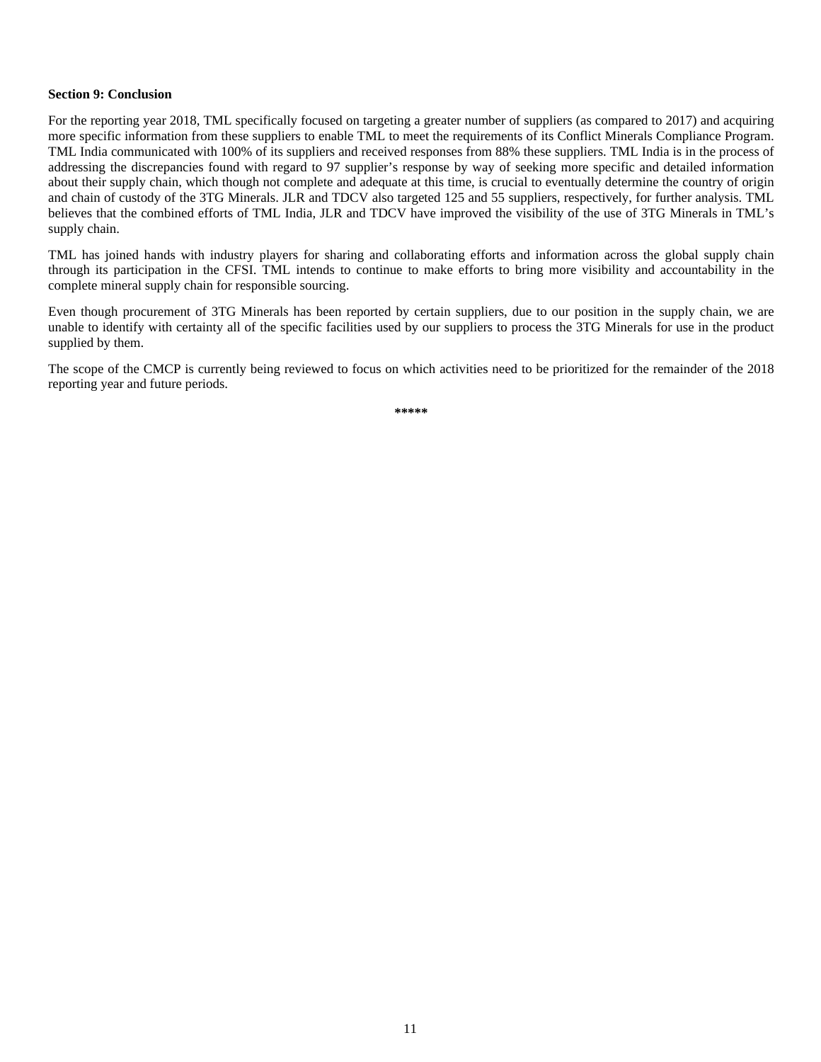**Section 9: Conclusion**

For the reporting year 2018, TML specifically focused on targeting a greater number of suppliers (as compared to 2017) and acquiring more specific information from these suppliers to enable TML to meet the requirements of its Conflict Minerals Compliance Program. TML India communicated with 100% of its suppliers and received responses from 88% these suppliers. TML India is in the process of addressing the discrepancies found with regard to 97 supplier's response by way of seeking more specific and detailed information about their supply chain, which though not complete and adequate at this time, is crucial to eventually determine the country of origin and chain of custody of the 3TG Minerals. JLR and TDCV also targeted 125 and 55 suppliers, respectively, for further analysis. TML believes that the combined efforts of TML India, JLR and TDCV have improved the visibility of the use of 3TG Minerals in TML's supply chain.

TML has joined hands with industry players for sharing and collaborating efforts and information across the global supply chain through its participation in the CFSI. TML intends to continue to make efforts to bring more visibility and accountability in the complete mineral supply chain for responsible sourcing.

Even though procurement of 3TG Minerals has been reported by certain suppliers, due to our position in the supply chain, we are unable to identify with certainty all of the specific facilities used by our suppliers to process the 3TG Minerals for use in the product supplied by them.

The scope of the CMCP is currently being reviewed to focus on which activities need to be prioritized for the remainder of the 2018 reporting year and future periods.

*****